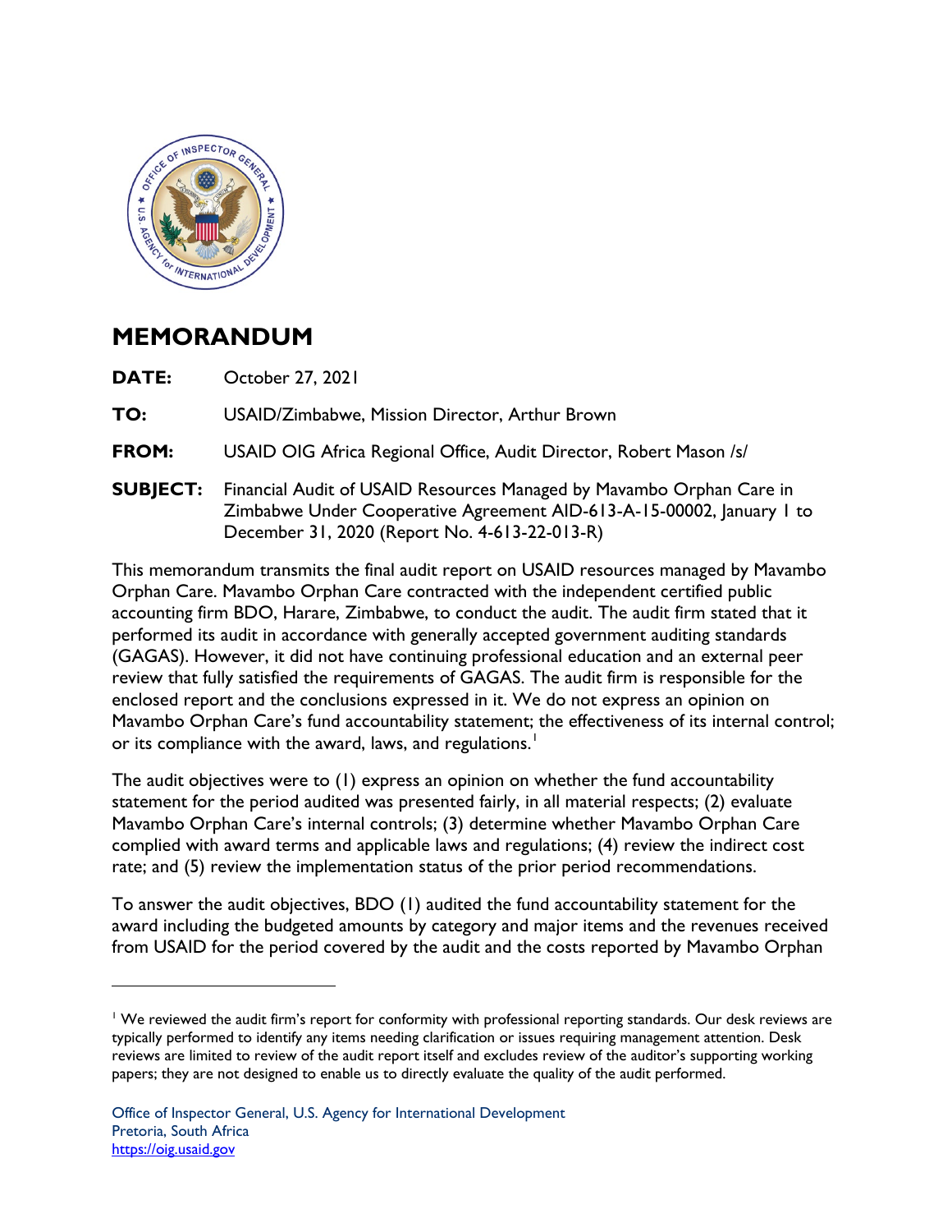# MEMORANDUM

**DATE:** October 27, 2021

**TO:** USAID/Zimbabwe, Mission Director, Arthur Brown

**FROM:** USAID OIG Africa Regional Office, Audit Director, Robert Mason /s/

**SUBJECT:** Financial Audit of USAID Resources Managed by Mavambo Orphan Care in Zimbabwe Under Cooperative Agreement AID-613-A-15-00002, January 1 to December 31, 2020 (Report No. 4-613-22-013-R)

This memorandum transmits the final audit report on USAID resources managed by Mavambo Orphan Care. Mavambo Orphan Care contracted with the independent certified public accounting firm BDO, Harare, Zimbabwe, to conduct the audit. The audit firm stated that it performed its audit in accordance with generally accepted government auditing standards (GAGAS). However, it did not have continuing professional education and an external peer review that fully satisfied the requirements of GAGAS. The audit firm is responsible for the enclosed report and the conclusions expressed in it. We do not express an opinion on Mavambo Orphan Care's fund accountability statement; the effectiveness of its internal control; or its compliance with the award, laws, and regulations.[1]

The audit objectives were to (1) express an opinion on whether the fund accountability statement for the period audited was presented fairly, in all material respects; (2) evaluate Mavambo Orphan Care's internal controls; (3) determine whether Mavambo Orphan Care complied with award terms and applicable laws and regulations; (4) review the indirect cost rate; and (5) review the implementation status of the prior period recommendations.

To answer the audit objectives, BDO (1) audited the fund accountability statement for the award including the budgeted amounts by category and major items and the revenues received from USAID for the period covered by the audit and the costs reported by Mavambo Orphan

---

[1] We reviewed the audit firm's report for conformity with professional reporting standards. Our desk reviews are typically performed to identify any items needing clarification or issues requiring management attention. Desk reviews are limited to review of the audit report itself and excludes review of the auditor's supporting working papers; they are not designed to enable us to directly evaluate the quality of the audit performed.

Office of Inspector General, U.S. Agency for International Development
Pretoria, South Africa
https://oig.usaid.gov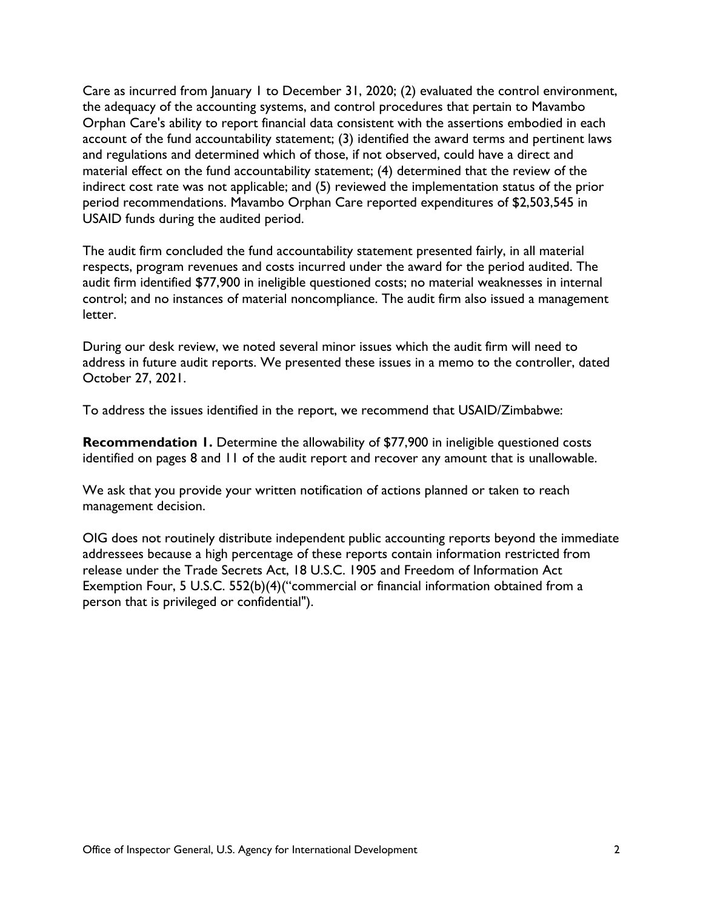Care as incurred from January 1 to December 31, 2020; (2) evaluated the control environment, the adequacy of the accounting systems, and control procedures that pertain to Mavambo Orphan Care's ability to report financial data consistent with the assertions embodied in each account of the fund accountability statement; (3) identified the award terms and pertinent laws and regulations and determined which of those, if not observed, could have a direct and material effect on the fund accountability statement; (4) determined that the review of the indirect cost rate was not applicable; and (5) reviewed the implementation status of the prior period recommendations. Mavambo Orphan Care reported expenditures of $2,503,545 in USAID funds during the audited period.

The audit firm concluded the fund accountability statement presented fairly, in all material respects, program revenues and costs incurred under the award for the period audited. The audit firm identified $77,900 in ineligible questioned costs; no material weaknesses in internal control; and no instances of material noncompliance. The audit firm also issued a management letter.

During our desk review, we noted several minor issues which the audit firm will need to address in future audit reports. We presented these issues in a memo to the controller, dated October 27, 2021.

To address the issues identified in the report, we recommend that USAID/Zimbabwe:

**Recommendation 1.** Determine the allowability of $77,900 in ineligible questioned costs identified on pages 8 and 11 of the audit report and recover any amount that is unallowable.

We ask that you provide your written notification of actions planned or taken to reach management decision.

OIG does not routinely distribute independent public accounting reports beyond the immediate addressees because a high percentage of these reports contain information restricted from release under the Trade Secrets Act, 18 U.S.C. 1905 and Freedom of Information Act Exemption Four, 5 U.S.C. 552(b)(4)("commercial or financial information obtained from a person that is privileged or confidential").